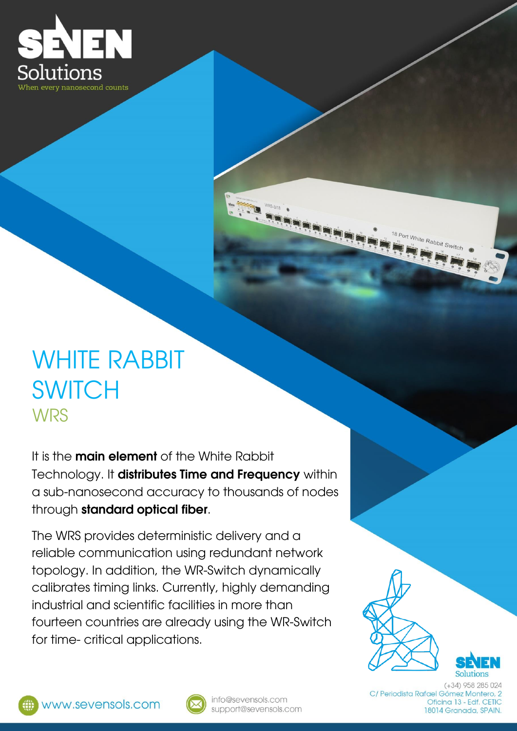SEVEN Solutions

When every nanosecond counts

# WHITE RABBIT SWITCH

## WRS

It is the **main element** of the White Rabbit Technology. It **distributes Time and Frequency** within a sub-nanosecond accuracy to thousands of nodes through **standard optical fiber**.

The WRS provides deterministic delivery and a reliable communication using redundant network topology. In addition, the WR-Switch dynamically calibrates timing links. Currently, highly demanding industrial and scientific facilities in more than fourteen countries are already using the WR-Switch for time- critical applications.

www.sevensols.com

info@sevensols.com
support@sevensols.com

SEVEN Solutions

(+34) 958 285 024
C/ Periodista Rafael Gómez Montero, 2
Oficina 13 - Edf. CETIC
18014 Granada, SPAIN.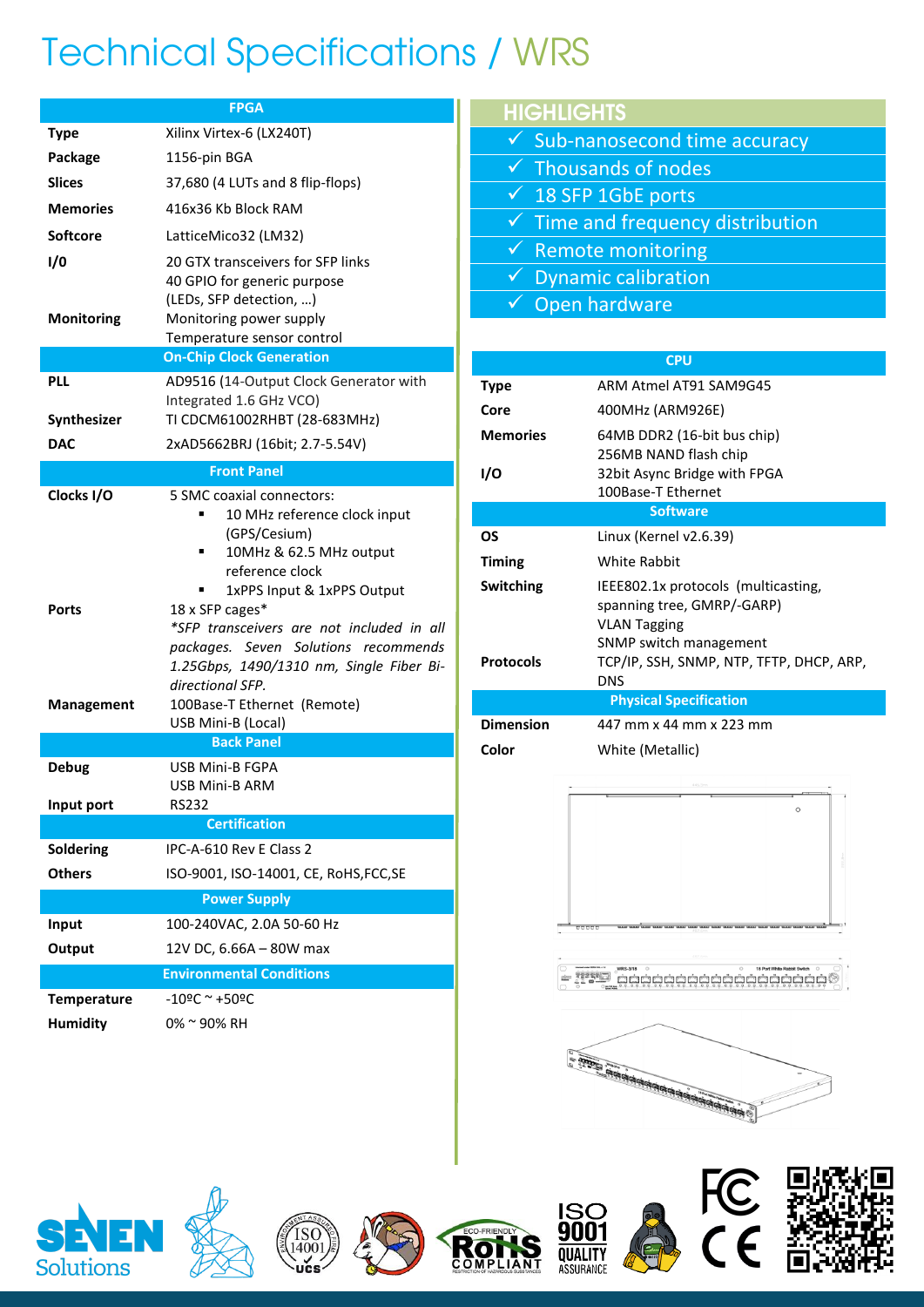# Technical Specifications / WRS

| FPGA | |
|---|---|
| **Type** | Xilinx Virtex-6 (LX240T) |
| **Package** | 1156-pin BGA |
| **Slices** | 37,680 (4 LUTs and 8 flip-flops) |
| **Memories** | 416x36 Kb Block RAM |
| **Softcore** | LatticeMico32 (LM32) |
| **I/0** | 20 GTX transceivers for SFP links<br>40 GPIO for generic purpose<br>(LEDs, SFP detection, …) |
| **Monitoring** | Monitoring power supply<br>Temperature sensor control |

| On-Chip Clock Generation | |
|---|---|
| **PLL** | AD9516 (14-Output Clock Generator with Integrated 1.6 GHz VCO) |
| **Synthesizer** | TI CDCM61002RHBT (28-683MHz) |
| **DAC** | 2xAD5662BRJ (16bit; 2.7-5.54V) |

| Front Panel | |
|---|---|
| **Clocks I/O** | 5 SMC coaxial connectors:<br>▪ 10 MHz reference clock input (GPS/Cesium)<br>▪ 10MHz & 62.5 MHz output reference clock<br>▪ 1xPPS Input & 1xPPS Output |
| **Ports** | 18 x SFP cages*<br>*SFP transceivers are not included in all packages. Seven Solutions recommends 1.25Gbps, 1490/1310 nm, Single Fiber Bi-directional SFP.* |
| **Management** | 100Base-T Ethernet (Remote)<br>USB Mini-B (Local) |

| Back Panel | |
|---|---|
| **Debug** | USB Mini-B FPGA<br>USB Mini-B ARM |
| **Input port** | RS232 |

| Certification | |
|---|---|
| **Soldering** | IPC-A-610 Rev E Class 2 |
| **Others** | ISO-9001, ISO-14001, CE, RoHS,FCC,SE |

| Power Supply | |
|---|---|
| **Input** | 100-240VAC, 2.0A 50-60 Hz |
| **Output** | 12V DC, 6.66A – 80W max |

| Environmental Conditions | |
|---|---|
| **Temperature** | -10ºC ~ +50ºC |
| **Humidity** | 0% ~ 90% RH |

## HIGHLIGHTS

- ✓ Sub-nanosecond time accuracy
- ✓ Thousands of nodes
- ✓ 18 SFP 1GbE ports
- ✓ Time and frequency distribution
- ✓ Remote monitoring
- ✓ Dynamic calibration
- ✓ Open hardware

| CPU | |
|---|---|
| **Type** | ARM Atmel AT91 SAM9G45 |
| **Core** | 400MHz (ARM926E) |
| **Memories** | 64MB DDR2 (16-bit bus chip)<br>256MB NAND flash chip |
| **I/O** | 32bit Async Bridge with FPGA<br>100Base-T Ethernet |

| Software | |
|---|---|
| **OS** | Linux (Kernel v2.6.39) |
| **Timing** | White Rabbit |
| **Switching** | IEEE802.1x protocols (multicasting, spanning tree, GMRP/-GARP)<br>VLAN Tagging<br>SNMP switch management |
| **Protocols** | TCP/IP, SSH, SNMP, NTP, TFTP, DHCP, ARP, DNS |

| Physical Specification | |
|---|---|
| **Dimension** | 447 mm x 44 mm x 223 mm |
| **Color** | White (Metallic) |